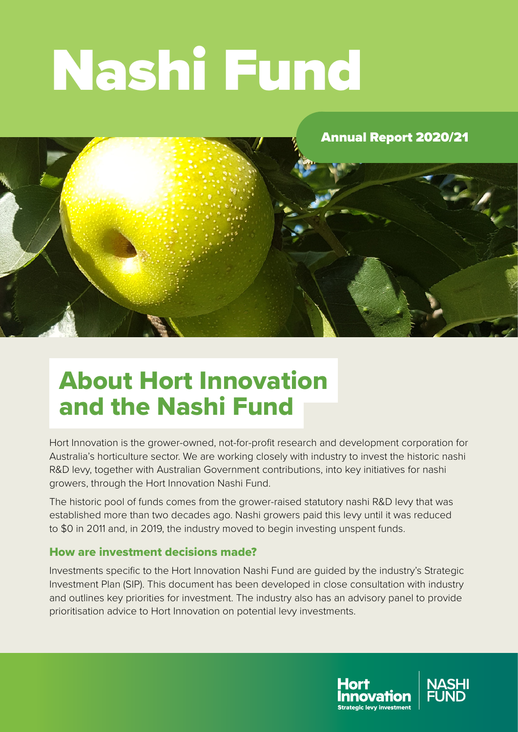# Nashi Fund

Annual Report 2020/21

## About Hort Innovation and the Nashi Fund

Hort Innovation is the grower-owned, not-for-profit research and development corporation for Australia's horticulture sector. We are working closely with industry to invest the historic nashi R&D levy, together with Australian Government contributions, into key initiatives for nashi growers, through the Hort Innovation Nashi Fund.

The historic pool of funds comes from the grower-raised statutory nashi R&D levy that was established more than two decades ago. Nashi growers paid this levy until it was reduced to $0 in 2011 and, in 2019, the industry moved to begin investing unspent funds.

### How are investment decisions made?

Investments specific to the Hort Innovation Nashi Fund are guided by the industry's Strategic Investment Plan (SIP). This document has been developed in close consultation with industry and outlines key priorities for investment. The industry also has an advisory panel to provide prioritisation advice to Hort Innovation on potential levy investments.

Hort Innovation
Strategic levy investment

NASHI FUND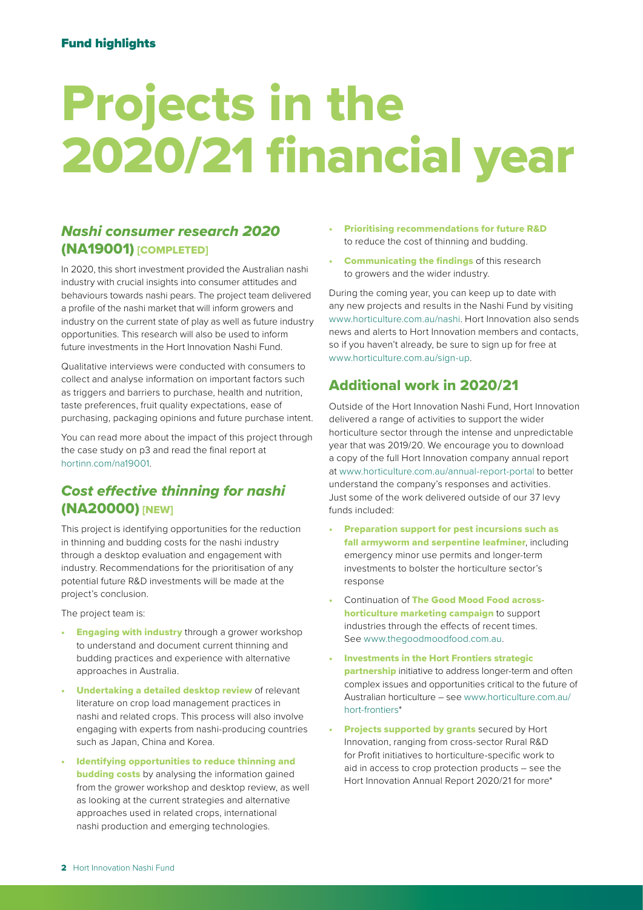Fund highlights

# Projects in the 2020/21 financial year

## *Nashi consumer research 2020* (NA19001) [COMPLETED]

In 2020, this short investment provided the Australian nashi industry with crucial insights into consumer attitudes and behaviours towards nashi pears. The project team delivered a profile of the nashi market that will inform growers and industry on the current state of play as well as future industry opportunities. This research will also be used to inform future investments in the Hort Innovation Nashi Fund.

Qualitative interviews were conducted with consumers to collect and analyse information on important factors such as triggers and barriers to purchase, health and nutrition, taste preferences, fruit quality expectations, ease of purchasing, packaging opinions and future purchase intent.

You can read more about the impact of this project through the case study on p3 and read the final report at hortinn.com/na19001.

## *Cost effective thinning for nashi* (NA20000) [NEW]

This project is identifying opportunities for the reduction in thinning and budding costs for the nashi industry through a desktop evaluation and engagement with industry. Recommendations for the prioritisation of any potential future R&D investments will be made at the project's conclusion.

The project team is:

- **Engaging with industry** through a grower workshop to understand and document current thinning and budding practices and experience with alternative approaches in Australia.
- **Undertaking a detailed desktop review** of relevant literature on crop load management practices in nashi and related crops. This process will also involve engaging with experts from nashi-producing countries such as Japan, China and Korea.
- **Identifying opportunities to reduce thinning and budding costs** by analysing the information gained from the grower workshop and desktop review, as well as looking at the current strategies and alternative approaches used in related crops, international nashi production and emerging technologies.
- **Prioritising recommendations for future R&D** to reduce the cost of thinning and budding.
- **Communicating the findings** of this research to growers and the wider industry.

During the coming year, you can keep up to date with any new projects and results in the Nashi Fund by visiting www.horticulture.com.au/nashi. Hort Innovation also sends news and alerts to Hort Innovation members and contacts, so if you haven't already, be sure to sign up for free at www.horticulture.com.au/sign-up.

## Additional work in 2020/21

Outside of the Hort Innovation Nashi Fund, Hort Innovation delivered a range of activities to support the wider horticulture sector through the intense and unpredictable year that was 2019/20. We encourage you to download a copy of the full Hort Innovation company annual report at www.horticulture.com.au/annual-report-portal to better understand the company's responses and activities. Just some of the work delivered outside of our 37 levy funds included:

- **Preparation support for pest incursions such as fall armyworm and serpentine leafminer**, including emergency minor use permits and longer-term investments to bolster the horticulture sector's response
- Continuation of **The Good Mood Food across-horticulture marketing campaign** to support industries through the effects of recent times. See www.thegoodmoodfood.com.au.
- **Investments in the Hort Frontiers strategic partnership** initiative to address longer-term and often complex issues and opportunities critical to the future of Australian horticulture – see www.horticulture.com.au/hort-frontiers*
- **Projects supported by grants** secured by Hort Innovation, ranging from cross-sector Rural R&D for Profit initiatives to horticulture-specific work to aid in access to crop protection products – see the Hort Innovation Annual Report 2020/21 for more*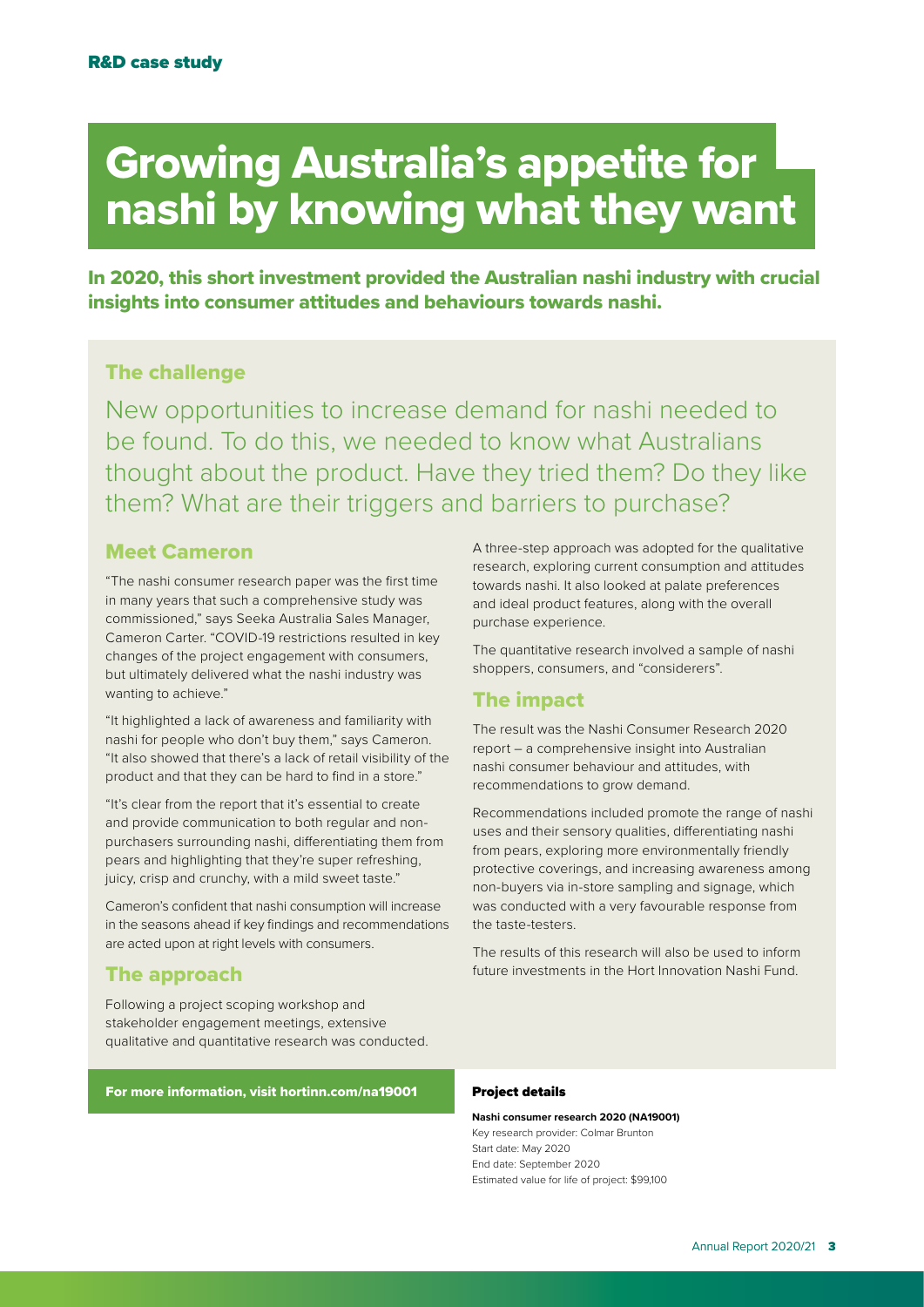**R&D case study**

# Growing Australia's appetite for nashi by knowing what they want

**In 2020, this short investment provided the Australian nashi industry with crucial insights into consumer attitudes and behaviours towards nashi.**

## The challenge

New opportunities to increase demand for nashi needed to be found. To do this, we needed to know what Australians thought about the product. Have they tried them? Do they like them? What are their triggers and barriers to purchase?

## Meet Cameron

"The nashi consumer research paper was the first time in many years that such a comprehensive study was commissioned," says Seeka Australia Sales Manager, Cameron Carter. "COVID-19 restrictions resulted in key changes of the project engagement with consumers, but ultimately delivered what the nashi industry was wanting to achieve."

"It highlighted a lack of awareness and familiarity with nashi for people who don't buy them," says Cameron. "It also showed that there's a lack of retail visibility of the product and that they can be hard to find in a store."

"It's clear from the report that it's essential to create and provide communication to both regular and non-purchasers surrounding nashi, differentiating them from pears and highlighting that they're super refreshing, juicy, crisp and crunchy, with a mild sweet taste."

Cameron's confident that nashi consumption will increase in the seasons ahead if key findings and recommendations are acted upon at right levels with consumers.

## The approach

Following a project scoping workshop and stakeholder engagement meetings, extensive qualitative and quantitative research was conducted.

A three-step approach was adopted for the qualitative research, exploring current consumption and attitudes towards nashi. It also looked at palate preferences and ideal product features, along with the overall purchase experience.

The quantitative research involved a sample of nashi shoppers, consumers, and "considerers".

## The impact

The result was the Nashi Consumer Research 2020 report – a comprehensive insight into Australian nashi consumer behaviour and attitudes, with recommendations to grow demand.

Recommendations included promote the range of nashi uses and their sensory qualities, differentiating nashi from pears, exploring more environmentally friendly protective coverings, and increasing awareness among non-buyers via in-store sampling and signage, which was conducted with a very favourable response from the taste-testers.

The results of this research will also be used to inform future investments in the Hort Innovation Nashi Fund.

**For more information, visit hortinn.com/na19001**

### Project details

**Nashi consumer research 2020 (NA19001)**
Key research provider: Colmar Brunton
Start date: May 2020
End date: September 2020
Estimated value for life of project: $99,100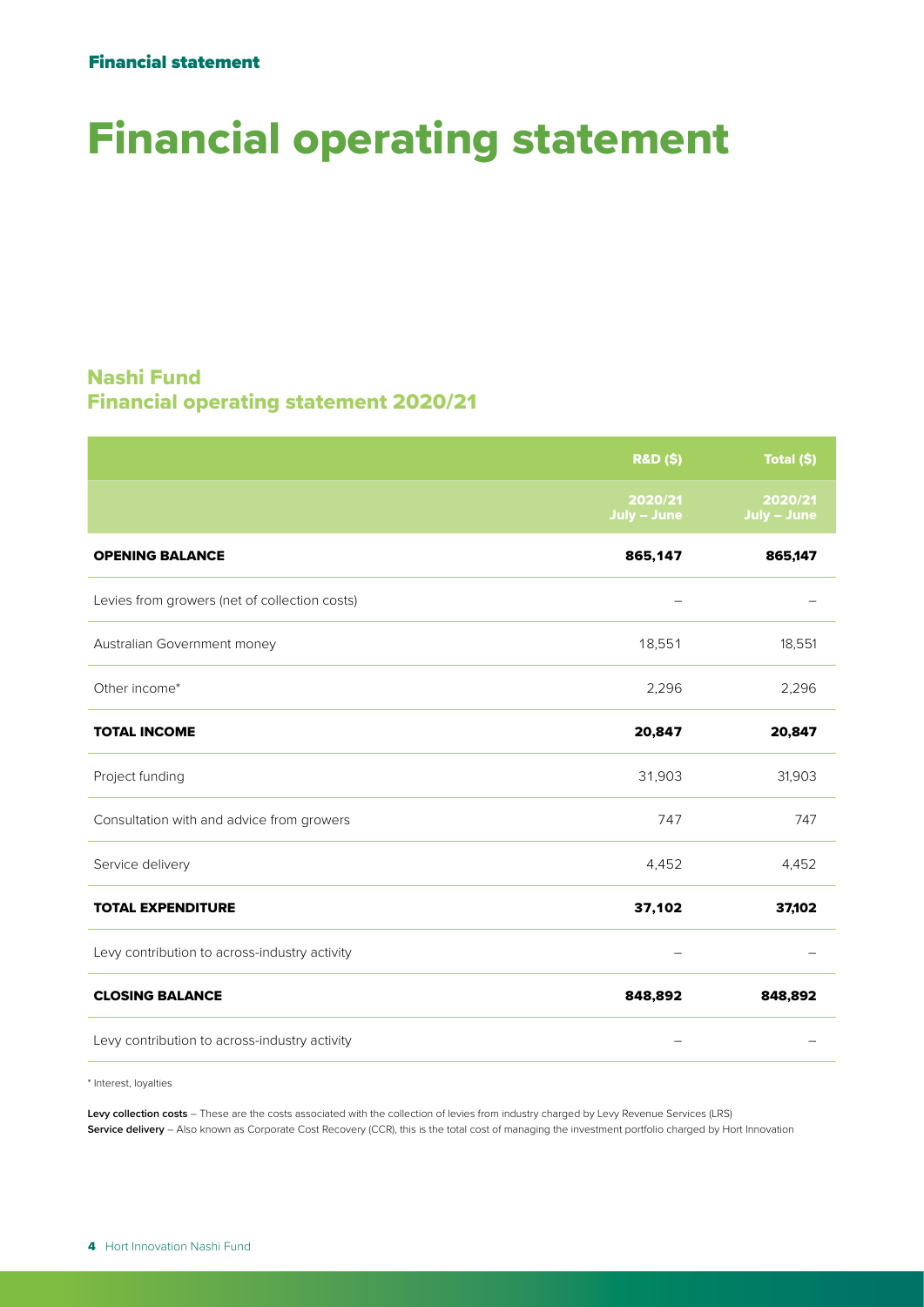Financial statement

# Financial operating statement

## Nashi Fund
## Financial operating statement 2020/21

| | R&D ($) | Total ($) |
|---|---|---|
| | 2020/21 July – June | 2020/21 July – June |
| **OPENING BALANCE** | **865,147** | **865,147** |
| Levies from growers (net of collection costs) | – | – |
| Australian Government money | 18,551 | 18,551 |
| Other income* | 2,296 | 2,296 |
| **TOTAL INCOME** | **20,847** | **20,847** |
| Project funding | 31,903 | 31,903 |
| Consultation with and advice from growers | 747 | 747 |
| Service delivery | 4,452 | 4,452 |
| **TOTAL EXPENDITURE** | **37,102** | **37,102** |
| Levy contribution to across-industry activity | – | – |
| **CLOSING BALANCE** | **848,892** | **848,892** |
| Levy contribution to across-industry activity | – | – |

\* Interest, loyalties

**Levy collection costs** – These are the costs associated with the collection of levies from industry charged by Levy Revenue Services (LRS)

**Service delivery** – Also known as Corporate Cost Recovery (CCR), this is the total cost of managing the investment portfolio charged by Hort Innovation